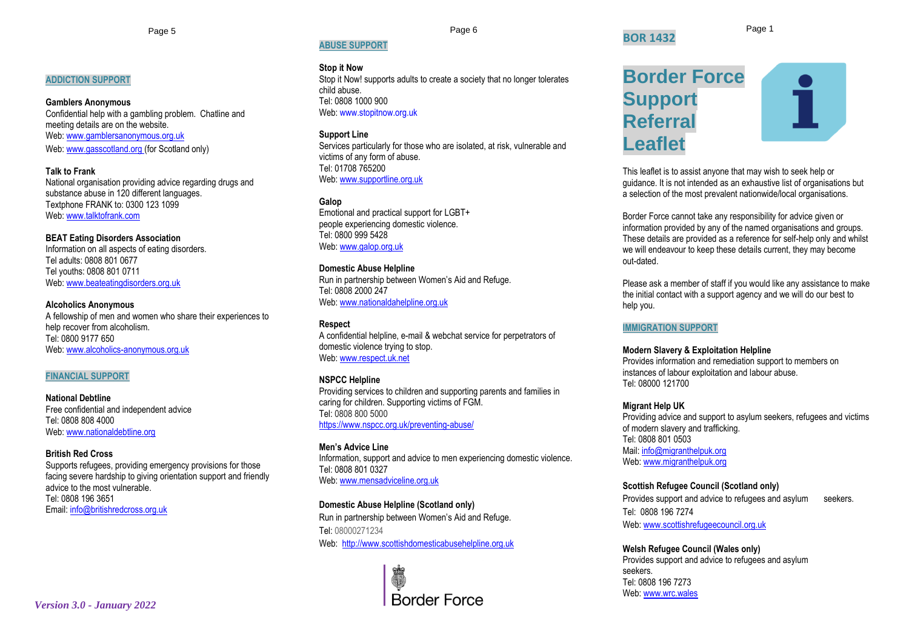# Border Force Support Referral Leaflet

BOR 1432

This leaflet is to assist anyone that may wish to seek help or guidance. It is not intended as an exhaustive list of organisations but a selection of the most prevalent nationwide/local organisations.

Border Force cannot take any responsibility for advice given or information provided by any of the named organisations and groups. These details are provided as a reference for self-help only and whilst we will endeavour to keep these details current, they may become out-dated.

Please ask a member of staff if you would like any assistance to make the initial contact with a support agency and we will do our best to help you.

## IMMIGRATION SUPPORT

**Modern Slavery & Exploitation Helpline**
Provides information and remediation support to members on instances of labour exploitation and labour abuse.
Tel: 08000 121700

**Migrant Help UK**
Providing advice and support to asylum seekers, refugees and victims of modern slavery and trafficking.
Tel: 0808 801 0503
Mail: info@migranthelpuk.org
Web: www.migranthelpuk.org

**Scottish Refugee Council (Scotland only)**
Provides support and advice to refugees and asylum seekers.
Tel: 0808 196 7274
Web: www.scottishrefugeecouncil.org.uk

**Welsh Refugee Council (Wales only)**
Provides support and advice to refugees and asylum seekers.
Tel: 0808 196 7273
Web: www.wrc.wales

## ADDICTION SUPPORT

**Gamblers Anonymous**
Confidential help with a gambling problem. Chatline and meeting details are on the website.
Web: www.gamblersanonymous.org.uk
Web: www.gasscotland.org (for Scotland only)

**Talk to Frank**
National organisation providing advice regarding drugs and substance abuse in 120 different languages.
Textphone FRANK to: 0300 123 1099
Web: www.talktofrank.com

**BEAT Eating Disorders Association**
Information on all aspects of eating disorders.
Tel adults: 0808 801 0677
Tel youths: 0808 801 0711
Web: www.beateatingdisorders.org.uk

**Alcoholics Anonymous**
A fellowship of men and women who share their experiences to help recover from alcoholism.
Tel: 0800 9177 650
Web: www.alcoholics-anonymous.org.uk

## FINANCIAL SUPPORT

**National Debtline**
Free confidential and independent advice
Tel: 0808 808 4000
Web: www.nationaldebtline.org

**British Red Cross**
Supports refugees, providing emergency provisions for those facing severe hardship to giving orientation support and friendly advice to the most vulnerable.
Tel: 0808 196 3651
Email: info@britishredcross.org.uk

*Version 3.0 - January 2022*

## ABUSE SUPPORT

**Stop it Now**
Stop it Now! supports adults to create a society that no longer tolerates child abuse.
Tel: 0808 1000 900
Web: www.stopitnow.org.uk

**Support Line**
Services particularly for those who are isolated, at risk, vulnerable and victims of any form of abuse.
Tel: 01708 765200
Web: www.supportline.org.uk

**Galop**
Emotional and practical support for LGBT+ people experiencing domestic violence.
Tel: 0800 999 5428
Web: www.galop.org.uk

**Domestic Abuse Helpline**
Run in partnership between Women's Aid and Refuge.
Tel: 0808 2000 247
Web: www.nationaldahelpline.org.uk

**Respect**
A confidential helpline, e-mail & webchat service for perpetrators of domestic violence trying to stop.
Web: www.respect.uk.net

**NSPCC Helpline**
Providing services to children and supporting parents and families in caring for children. Supporting victims of FGM.
Tel: 0808 800 5000
https://www.nspcc.org.uk/preventing-abuse/

**Men's Advice Line**
Information, support and advice to men experiencing domestic violence.
Tel: 0808 801 0327
Web: www.mensadviceline.org.uk

**Domestic Abuse Helpline (Scotland only)**
Run in partnership between Women's Aid and Refuge.
Tel: 08000271234
Web: http://www.scottishdomesticabusehelpline.org.uk

Border Force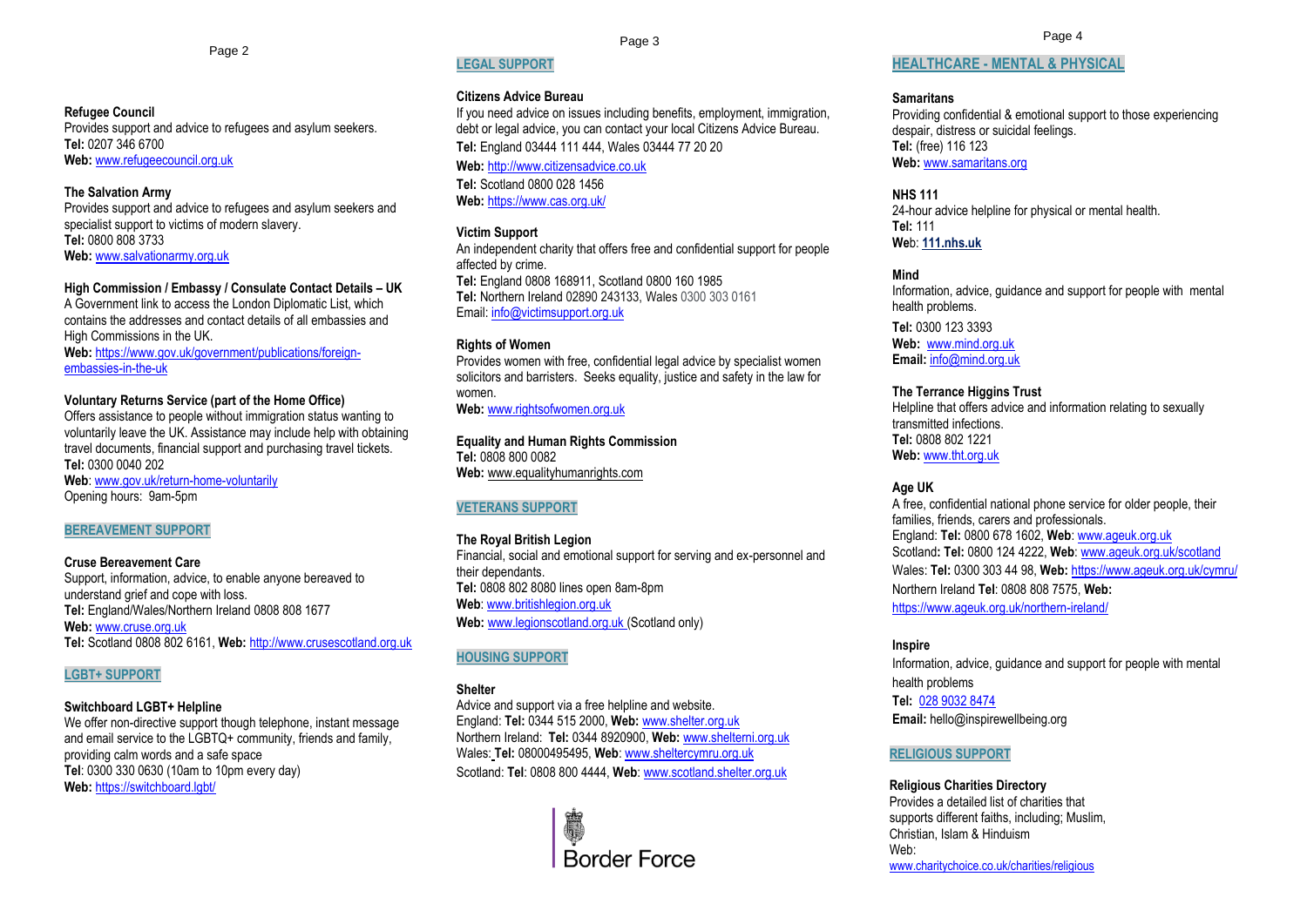**Refugee Council**
Provides support and advice to refugees and asylum seekers.
**Tel:** 0207 346 6700
**Web:** www.refugeecouncil.org.uk

**The Salvation Army**
Provides support and advice to refugees and asylum seekers and specialist support to victims of modern slavery.
**Tel:** 0800 808 3733
**Web:** www.salvationarmy.org.uk

**High Commission / Embassy / Consulate Contact Details – UK**
A Government link to access the London Diplomatic List, which contains the addresses and contact details of all embassies and High Commissions in the UK.
**Web:** https://www.gov.uk/government/publications/foreign-embassies-in-the-uk

**Voluntary Returns Service (part of the Home Office)**
Offers assistance to people without immigration status wanting to voluntarily leave the UK. Assistance may include help with obtaining travel documents, financial support and purchasing travel tickets.
**Tel:** 0300 0040 202
**Web**: www.gov.uk/return-home-voluntarily
Opening hours: 9am-5pm

## BEREAVEMENT SUPPORT

**Cruse Bereavement Care**
Support, information, advice, to enable anyone bereaved to understand grief and cope with loss.
**Tel:** England/Wales/Northern Ireland 0808 808 1677
**Web:** www.cruse.org.uk
**Tel:** Scotland 0808 802 6161, **Web:** http://www.crusescotland.org.uk

## LGBT+ SUPPORT

**Switchboard LGBT+ Helpline**
We offer non-directive support though telephone, instant message and email service to the LGBTQ+ community, friends and family, providing calm words and a safe space
**Tel**: 0300 330 0630 (10am to 10pm every day)
**Web:** https://switchboard.lgbt/

## LEGAL SUPPORT

**Citizens Advice Bureau**
If you need advice on issues including benefits, employment, immigration, debt or legal advice, you can contact your local Citizens Advice Bureau.
**Tel:** England 03444 111 444, Wales 03444 77 20 20
**Web:** http://www.citizensadvice.co.uk
**Tel:** Scotland 0800 028 1456
**Web:** https://www.cas.org.uk/

**Victim Support**
An independent charity that offers free and confidential support for people affected by crime.
**Tel:** England 0808 168911, Scotland 0800 160 1985
**Tel:** Northern Ireland 02890 243133, Wales 0300 303 0161
Email: info@victimsupport.org.uk

**Rights of Women**
Provides women with free, confidential legal advice by specialist women solicitors and barristers. Seeks equality, justice and safety in the law for women.
**Web:** www.rightsofwomen.org.uk

**Equality and Human Rights Commission**
**Tel:** 0808 800 0082
**Web:** www.equalityhumanrights.com

## VETERANS SUPPORT

**The Royal British Legion**
Financial, social and emotional support for serving and ex-personnel and their dependants.
**Tel:** 0808 802 8080 lines open 8am-8pm
**Web**: www.britishlegion.org.uk
**Web:** www.legionscotland.org.uk (Scotland only)

## HOUSING SUPPORT

**Shelter**
Advice and support via a free helpline and website.
England: **Tel:** 0344 515 2000, **Web:** www.shelter.org.uk
Northern Ireland: **Tel:** 0344 8920900, **Web:** www.shelterni.org.uk
Wales: **Tel:** 08000495495, **Web**: www.sheltercymru.org.uk
Scotland: **Tel**: 0808 800 4444, **Web**: www.scotland.shelter.org.uk

Border Force

## HEALTHCARE - MENTAL & PHYSICAL

**Samaritans**
Providing confidential & emotional support to those experiencing despair, distress or suicidal feelings.
**Tel:** (free) 116 123
**Web:** www.samaritans.org

**NHS 111**
24-hour advice helpline for physical or mental health.
**Tel:** 111
**Web**: **111.nhs.uk**

**Mind**
Information, advice, guidance and support for people with mental health problems.
**Tel:** 0300 123 3393
**Web:** www.mind.org.uk
**Email:** info@mind.org.uk

**The Terrance Higgins Trust**
Helpline that offers advice and information relating to sexually transmitted infections.
**Tel:** 0808 802 1221
**Web:** www.tht.org.uk

**Age UK**
A free, confidential national phone service for older people, their families, friends, carers and professionals.
England: **Tel:** 0800 678 1602, **Web**: www.ageuk.org.uk
Scotland**: Tel:** 0800 124 4222, **Web**: www.ageuk.org.uk/scotland
Wales: **Tel:** 0300 303 44 98, **Web:** https://www.ageuk.org.uk/cymru/
Northern Ireland **Tel**: 0808 808 7575, **Web:** https://www.ageuk.org.uk/northern-ireland/

**Inspire**
Information, advice, guidance and support for people with mental health problems
**Tel:** 028 9032 8474
**Email:** hello@inspirewellbeing.org

## RELIGIOUS SUPPORT

**Religious Charities Directory**
Provides a detailed list of charities that supports different faiths, including; Muslim, Christian, Islam & Hinduism
Web:
www.charitychoice.co.uk/charities/religious